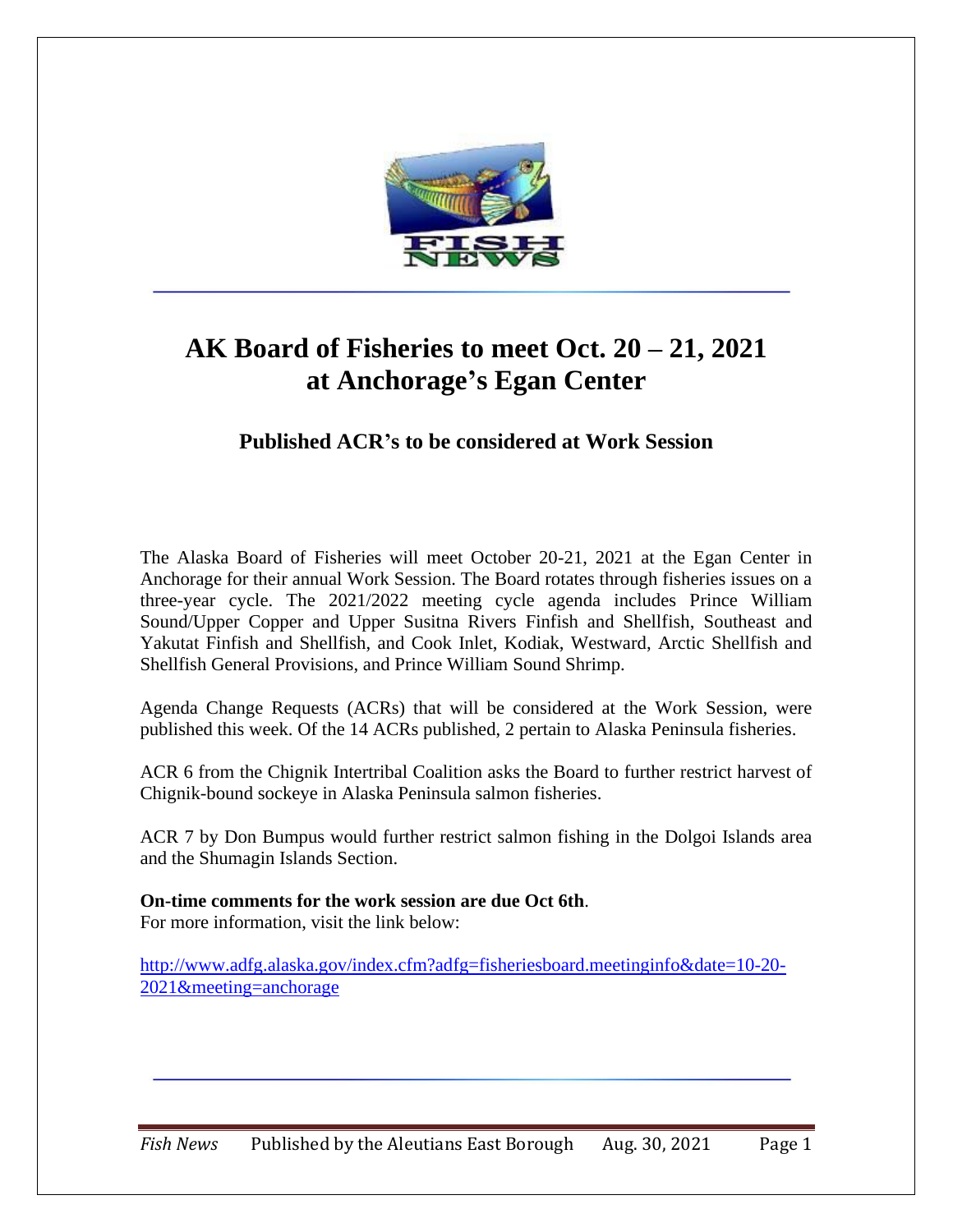# AK Board of Fisheries to meet Oct. 20 – 21, 2021 at Anchorage's Egan Center

### Published ACR's to be considered at Work Session

The Alaska Board of Fisheries will meet October 20-21, 2021 at the Egan Center in Anchorage for their annual Work Session. The Board rotates through fisheries issues on a three-year cycle. The 2021/2022 meeting cycle agenda includes Prince William Sound/Upper Copper and Upper Susitna Rivers Finfish and Shellfish, Southeast and Yakutat Finfish and Shellfish, and Cook Inlet, Kodiak, Westward, Arctic Shellfish and Shellfish General Provisions, and Prince William Sound Shrimp.

Agenda Change Requests (ACRs) that will be considered at the Work Session, were published this week. Of the 14 ACRs published, 2 pertain to Alaska Peninsula fisheries.

ACR 6 from the Chignik Intertribal Coalition asks the Board to further restrict harvest of Chignik-bound sockeye in Alaska Peninsula salmon fisheries.

ACR 7 by Don Bumpus would further restrict salmon fishing in the Dolgoi Islands area and the Shumagin Islands Section.

**On-time comments for the work session are due Oct 6th**.
For more information, visit the link below:

http://www.adfg.alaska.gov/index.cfm?adfg=fisheriesboard.meetinginfo&date=10-20-2021&meeting=anchorage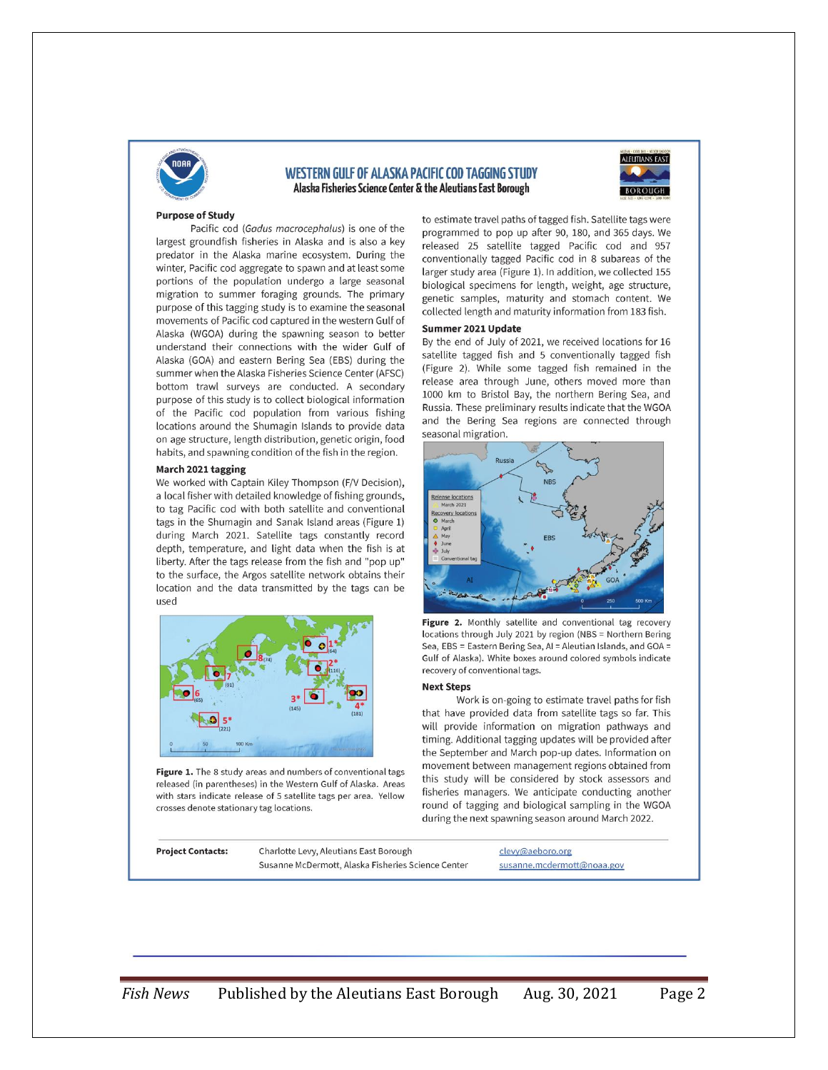# WESTERN GULF OF ALASKA PACIFIC COD TAGGING STUDY

**Alaska Fisheries Science Center & the Aleutians East Borough**

## Purpose of Study

Pacific cod (*Gadus macrocephalus*) is one of the largest groundfish fisheries in Alaska and is also a key predator in the Alaska marine ecosystem. During the winter, Pacific cod aggregate to spawn and at least some portions of the population undergo a large seasonal migration to summer foraging grounds. The primary purpose of this tagging study is to examine the seasonal movements of Pacific cod captured in the western Gulf of Alaska (WGOA) during the spawning season to better understand their connections with the wider Gulf of Alaska (GOA) and eastern Bering Sea (EBS) during the summer when the Alaska Fisheries Science Center (AFSC) bottom trawl surveys are conducted. A secondary purpose of this study is to collect biological information of the Pacific cod population from various fishing locations around the Shumagin Islands to provide data on age structure, length distribution, genetic origin, food habits, and spawning condition of the fish in the region.

## March 2021 tagging

We worked with Captain Kiley Thompson (F/V Decision), a local fisher with detailed knowledge of fishing grounds, to tag Pacific cod with both satellite and conventional tags in the Shumagin and Sanak Island areas (Figure 1) during March 2021. Satellite tags constantly record depth, temperature, and light data when the fish is at liberty. After the tags release from the fish and "pop up" to the surface, the Argos satellite network obtains their location and the data transmitted by the tags can be used to estimate travel paths of tagged fish. Satellite tags were programmed to pop up after 90, 180, and 365 days. We released 25 satellite tagged Pacific cod and 957 conventionally tagged Pacific cod in 8 subareas of the larger study area (Figure 1). In addition, we collected 155 biological specimens for length, weight, age structure, genetic samples, maturity and stomach content. We collected length and maturity information from 183 fish.

Figure 1. The 8 study areas and numbers of conventional tags released (in parentheses) in the Western Gulf of Alaska. Areas with stars indicate release of 5 satellite tags per area. Yellow crosses denote stationary tag locations.

## Summer 2021 Update

By the end of July of 2021, we received locations for 16 satellite tagged fish and 5 conventionally tagged fish (Figure 2). While some tagged fish remained in the release area through June, others moved more than 1000 km to Bristol Bay, the northern Bering Sea, and Russia. These preliminary results indicate that the WGOA and the Bering Sea regions are connected through seasonal migration.

**Figure 2.** Monthly satellite and conventional tag recovery locations through July 2021 by region (NBS = Northern Bering Sea, EBS = Eastern Bering Sea, AI = Aleutian Islands, and GOA = Gulf of Alaska). White boxes around colored symbols indicate recovery of conventional tags.

## Next Steps

Work is on-going to estimate travel paths for fish that have provided data from satellite tags so far. This will provide information on migration pathways and timing. Additional tagging updates will be provided after the September and March pop-up dates. Information on movement between management regions obtained from this study will be considered by stock assessors and fisheries managers. We anticipate conducting another round of tagging and biological sampling in the WGOA during the next spawning season around March 2022.

**Project Contacts:**
Charlotte Levy, Aleutians East Borough — clevy@aeboro.org
Susanne McDermott, Alaska Fisheries Science Center — susanne.mcdermott@noaa.gov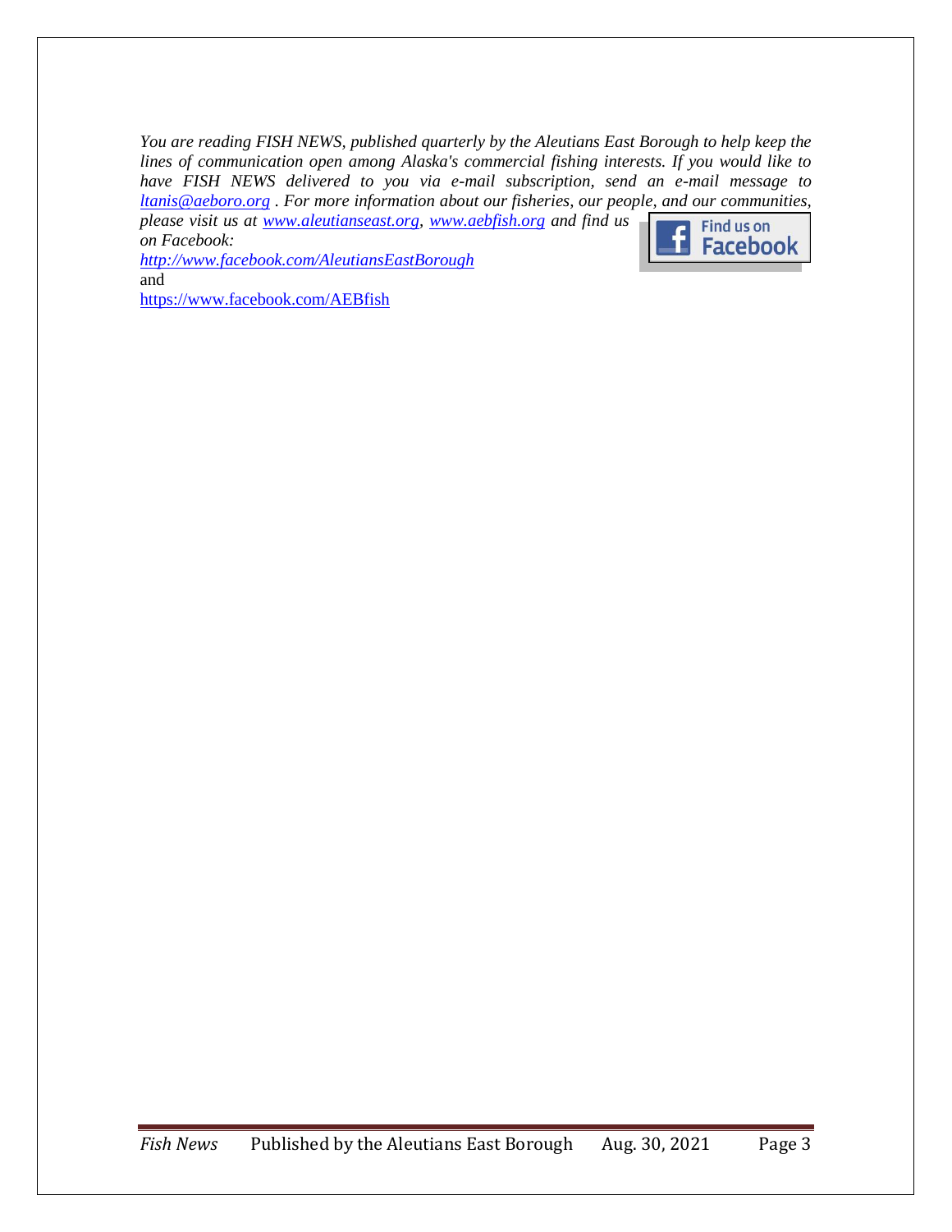*You are reading FISH NEWS, published quarterly by the Aleutians East Borough to help keep the lines of communication open among Alaska's commercial fishing interests. If you would like to have FISH NEWS delivered to you via e-mail subscription, send an e-mail message to [ltanis@aeboro.org](mailto:ltanis@aeboro.org) . For more information about our fisheries, our people, and our communities, please visit us at [www.aleutianseast.org](http://www.aleutianseast.org), [www.aebfish.org](http://www.aebfish.org) and find us on Facebook:*

*[http://www.facebook.com/AleutiansEastBorough](http://www.facebook.com/AleutiansEastBorough)*

and

[https://www.facebook.com/AEBfish](https://www.facebook.com/AEBfish)

Find us on Facebook